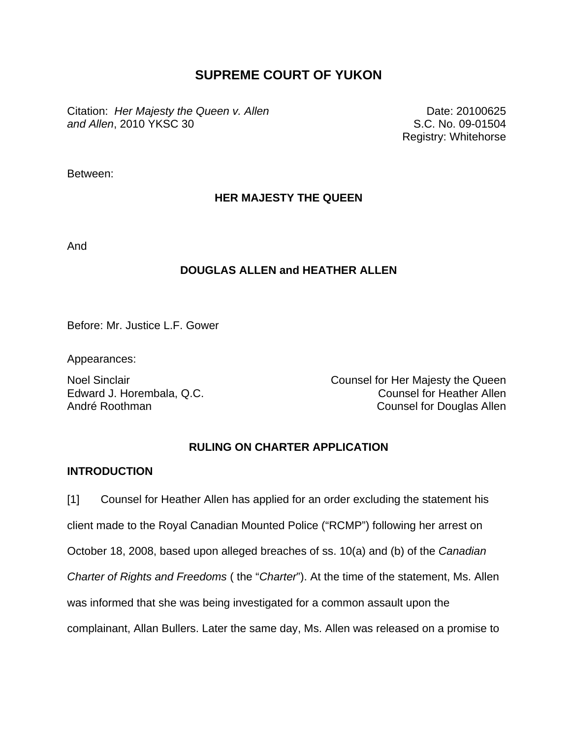# SUPREME COURT OF YUKON

Citation: *Her Majesty the Queen v. Allen and Allen*, 2010 YKSC 30

Date: 20100625
S.C. No. 09-01504
Registry: Whitehorse

Between:

**HER MAJESTY THE QUEEN**

And

**DOUGLAS ALLEN and HEATHER ALLEN**

Before: Mr. Justice L.F. Gower

Appearances:

| | |
|---|---|
| Noel Sinclair | Counsel for Her Majesty the Queen |
| Edward J. Horembala, Q.C. | Counsel for Heather Allen |
| André Roothman | Counsel for Douglas Allen |

## RULING ON CHARTER APPLICATION

### INTRODUCTION

[1] Counsel for Heather Allen has applied for an order excluding the statement his client made to the Royal Canadian Mounted Police ("RCMP") following her arrest on October 18, 2008, based upon alleged breaches of ss. 10(a) and (b) of the *Canadian Charter of Rights and Freedoms* ( the "*Charter*"). At the time of the statement, Ms. Allen was informed that she was being investigated for a common assault upon the complainant, Allan Bullers. Later the same day, Ms. Allen was released on a promise to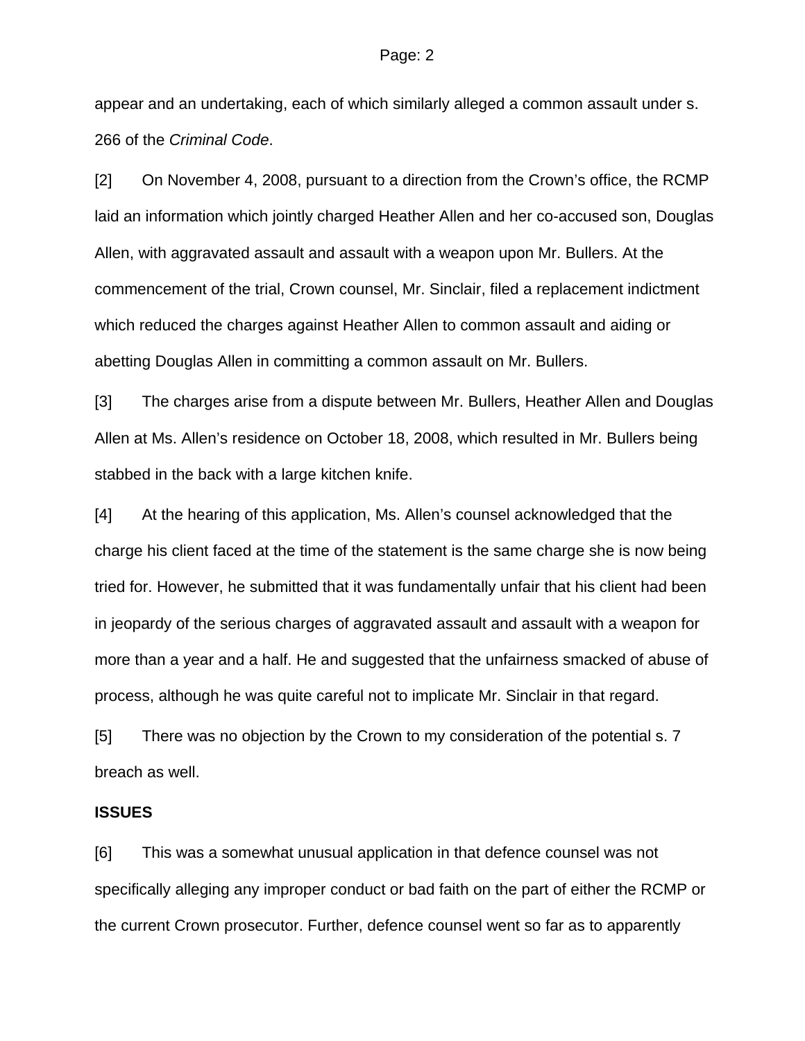appear and an undertaking, each of which similarly alleged a common assault under s. 266 of the *Criminal Code*.

[2] On November 4, 2008, pursuant to a direction from the Crown's office, the RCMP laid an information which jointly charged Heather Allen and her co-accused son, Douglas Allen, with aggravated assault and assault with a weapon upon Mr. Bullers. At the commencement of the trial, Crown counsel, Mr. Sinclair, filed a replacement indictment which reduced the charges against Heather Allen to common assault and aiding or abetting Douglas Allen in committing a common assault on Mr. Bullers.

[3] The charges arise from a dispute between Mr. Bullers, Heather Allen and Douglas Allen at Ms. Allen's residence on October 18, 2008, which resulted in Mr. Bullers being stabbed in the back with a large kitchen knife.

[4] At the hearing of this application, Ms. Allen's counsel acknowledged that the charge his client faced at the time of the statement is the same charge she is now being tried for. However, he submitted that it was fundamentally unfair that his client had been in jeopardy of the serious charges of aggravated assault and assault with a weapon for more than a year and a half. He and suggested that the unfairness smacked of abuse of process, although he was quite careful not to implicate Mr. Sinclair in that regard.

[5] There was no objection by the Crown to my consideration of the potential s. 7 breach as well.

**ISSUES**

[6] This was a somewhat unusual application in that defence counsel was not specifically alleging any improper conduct or bad faith on the part of either the RCMP or the current Crown prosecutor. Further, defence counsel went so far as to apparently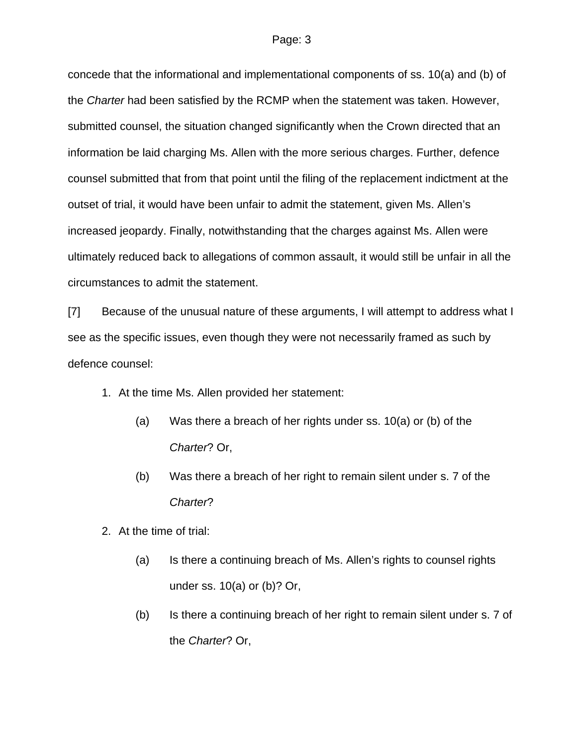concede that the informational and implementational components of ss. 10(a) and (b) of the *Charter* had been satisfied by the RCMP when the statement was taken. However, submitted counsel, the situation changed significantly when the Crown directed that an information be laid charging Ms. Allen with the more serious charges. Further, defence counsel submitted that from that point until the filing of the replacement indictment at the outset of trial, it would have been unfair to admit the statement, given Ms. Allen's increased jeopardy. Finally, notwithstanding that the charges against Ms. Allen were ultimately reduced back to allegations of common assault, it would still be unfair in all the circumstances to admit the statement.

[7] Because of the unusual nature of these arguments, I will attempt to address what I see as the specific issues, even though they were not necessarily framed as such by defence counsel:

1. At the time Ms. Allen provided her statement:

   (a) Was there a breach of her rights under ss. 10(a) or (b) of the *Charter*? Or,

   (b) Was there a breach of her right to remain silent under s. 7 of the *Charter*?

2. At the time of trial:

   (a) Is there a continuing breach of Ms. Allen's rights to counsel rights under ss. 10(a) or (b)? Or,

   (b) Is there a continuing breach of her right to remain silent under s. 7 of the *Charter*? Or,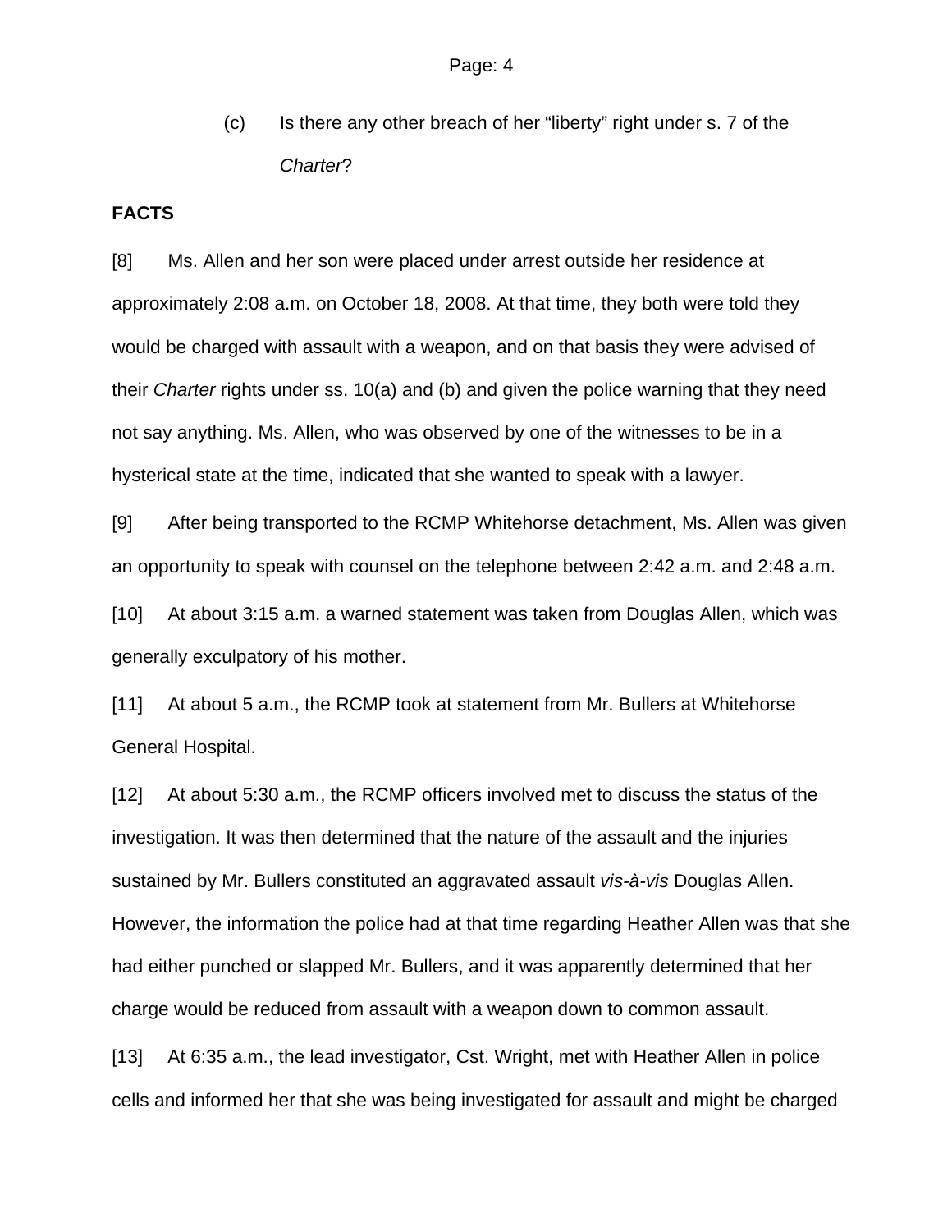(c) Is there any other breach of her "liberty" right under s. 7 of the *Charter*?

**FACTS**

[8] Ms. Allen and her son were placed under arrest outside her residence at approximately 2:08 a.m. on October 18, 2008. At that time, they both were told they would be charged with assault with a weapon, and on that basis they were advised of their *Charter* rights under ss. 10(a) and (b) and given the police warning that they need not say anything. Ms. Allen, who was observed by one of the witnesses to be in a hysterical state at the time, indicated that she wanted to speak with a lawyer.

[9] After being transported to the RCMP Whitehorse detachment, Ms. Allen was given an opportunity to speak with counsel on the telephone between 2:42 a.m. and 2:48 a.m.

[10] At about 3:15 a.m. a warned statement was taken from Douglas Allen, which was generally exculpatory of his mother.

[11] At about 5 a.m., the RCMP took at statement from Mr. Bullers at Whitehorse General Hospital.

[12] At about 5:30 a.m., the RCMP officers involved met to discuss the status of the investigation. It was then determined that the nature of the assault and the injuries sustained by Mr. Bullers constituted an aggravated assault *vis-à-vis* Douglas Allen. However, the information the police had at that time regarding Heather Allen was that she had either punched or slapped Mr. Bullers, and it was apparently determined that her charge would be reduced from assault with a weapon down to common assault.

[13] At 6:35 a.m., the lead investigator, Cst. Wright, met with Heather Allen in police cells and informed her that she was being investigated for assault and might be charged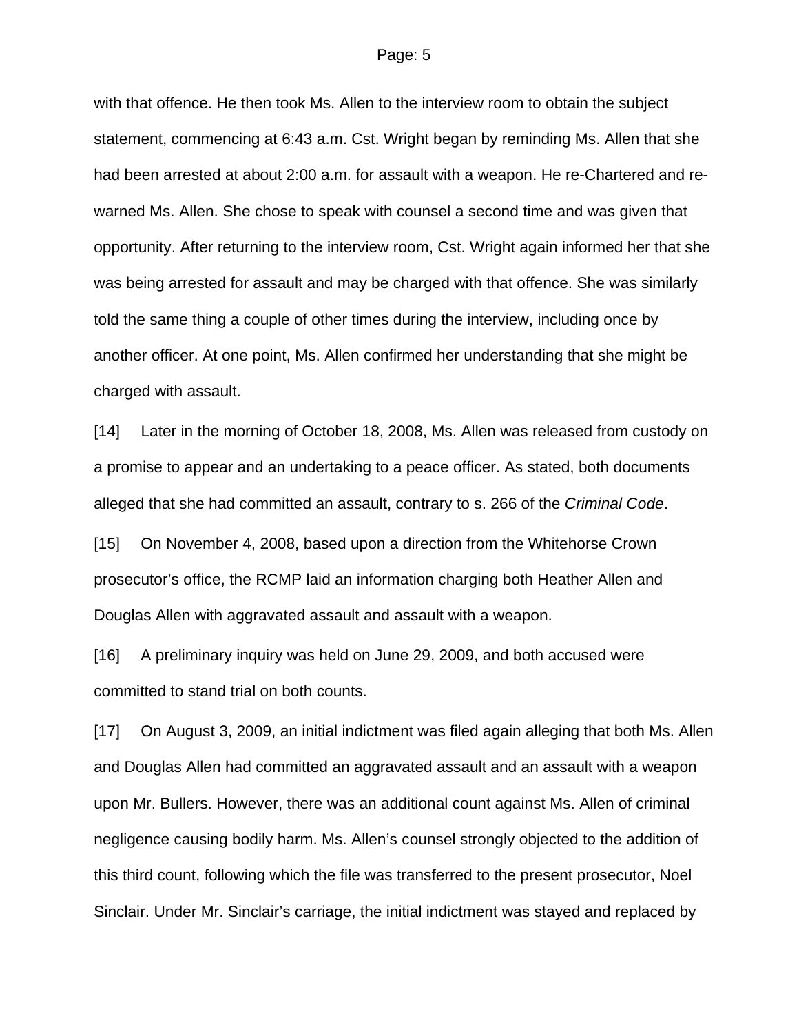with that offence. He then took Ms. Allen to the interview room to obtain the subject statement, commencing at 6:43 a.m. Cst. Wright began by reminding Ms. Allen that she had been arrested at about 2:00 a.m. for assault with a weapon. He re-Chartered and re-warned Ms. Allen. She chose to speak with counsel a second time and was given that opportunity. After returning to the interview room, Cst. Wright again informed her that she was being arrested for assault and may be charged with that offence. She was similarly told the same thing a couple of other times during the interview, including once by another officer. At one point, Ms. Allen confirmed her understanding that she might be charged with assault.

[14] Later in the morning of October 18, 2008, Ms. Allen was released from custody on a promise to appear and an undertaking to a peace officer. As stated, both documents alleged that she had committed an assault, contrary to s. 266 of the *Criminal Code*.

[15] On November 4, 2008, based upon a direction from the Whitehorse Crown prosecutor's office, the RCMP laid an information charging both Heather Allen and Douglas Allen with aggravated assault and assault with a weapon.

[16] A preliminary inquiry was held on June 29, 2009, and both accused were committed to stand trial on both counts.

[17] On August 3, 2009, an initial indictment was filed again alleging that both Ms. Allen and Douglas Allen had committed an aggravated assault and an assault with a weapon upon Mr. Bullers. However, there was an additional count against Ms. Allen of criminal negligence causing bodily harm. Ms. Allen's counsel strongly objected to the addition of this third count, following which the file was transferred to the present prosecutor, Noel Sinclair. Under Mr. Sinclair's carriage, the initial indictment was stayed and replaced by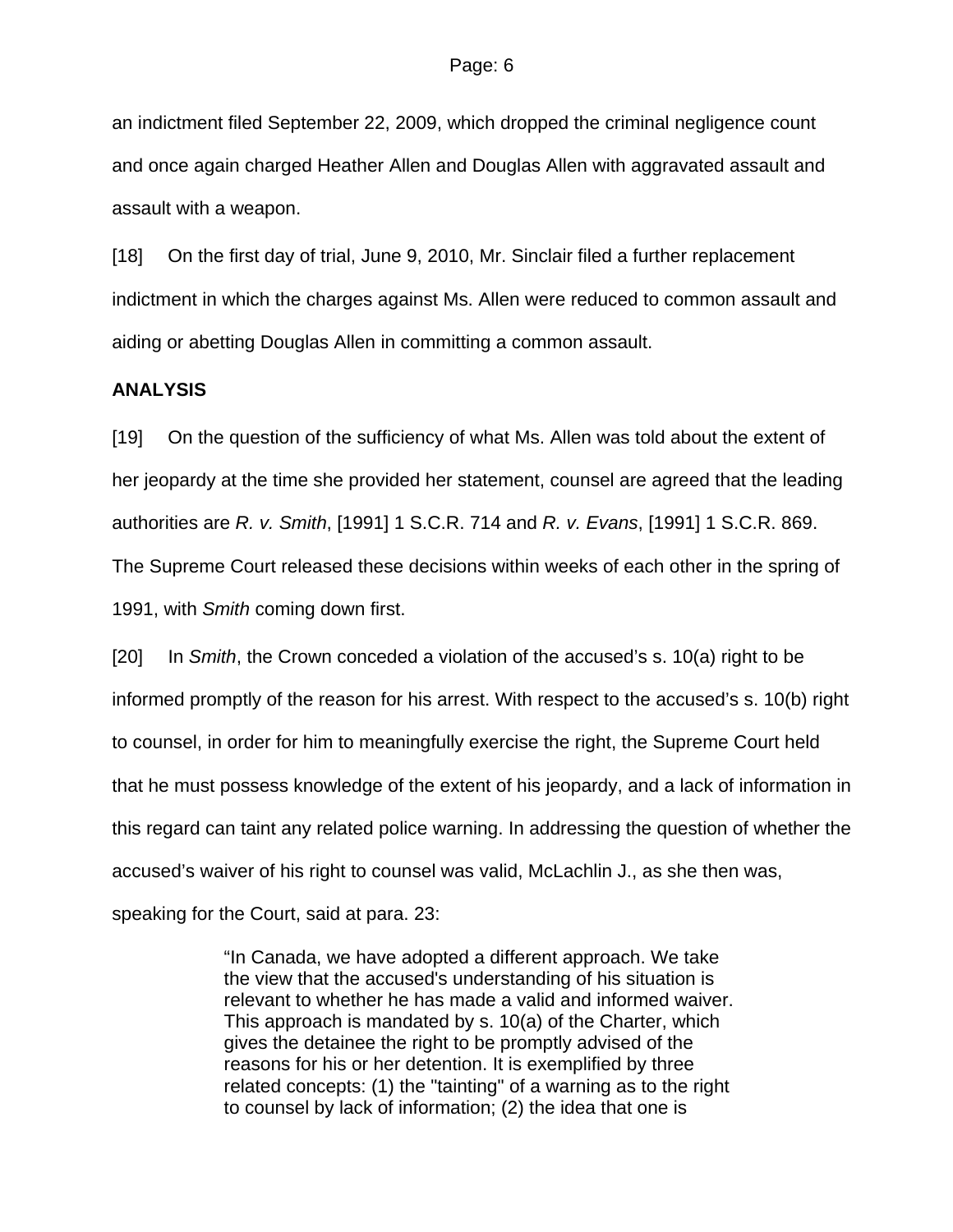an indictment filed September 22, 2009, which dropped the criminal negligence count and once again charged Heather Allen and Douglas Allen with aggravated assault and assault with a weapon.

[18] On the first day of trial, June 9, 2010, Mr. Sinclair filed a further replacement indictment in which the charges against Ms. Allen were reduced to common assault and aiding or abetting Douglas Allen in committing a common assault.

**ANALYSIS**

[19] On the question of the sufficiency of what Ms. Allen was told about the extent of her jeopardy at the time she provided her statement, counsel are agreed that the leading authorities are *R. v. Smith*, [1991] 1 S.C.R. 714 and *R. v. Evans*, [1991] 1 S.C.R. 869. The Supreme Court released these decisions within weeks of each other in the spring of 1991, with *Smith* coming down first.

[20] In *Smith*, the Crown conceded a violation of the accused's s. 10(a) right to be informed promptly of the reason for his arrest. With respect to the accused's s. 10(b) right to counsel, in order for him to meaningfully exercise the right, the Supreme Court held that he must possess knowledge of the extent of his jeopardy, and a lack of information in this regard can taint any related police warning. In addressing the question of whether the accused's waiver of his right to counsel was valid, McLachlin J., as she then was, speaking for the Court, said at para. 23:

> "In Canada, we have adopted a different approach. We take the view that the accused's understanding of his situation is relevant to whether he has made a valid and informed waiver. This approach is mandated by s. 10(a) of the Charter, which gives the detainee the right to be promptly advised of the reasons for his or her detention. It is exemplified by three related concepts: (1) the "tainting" of a warning as to the right to counsel by lack of information; (2) the idea that one is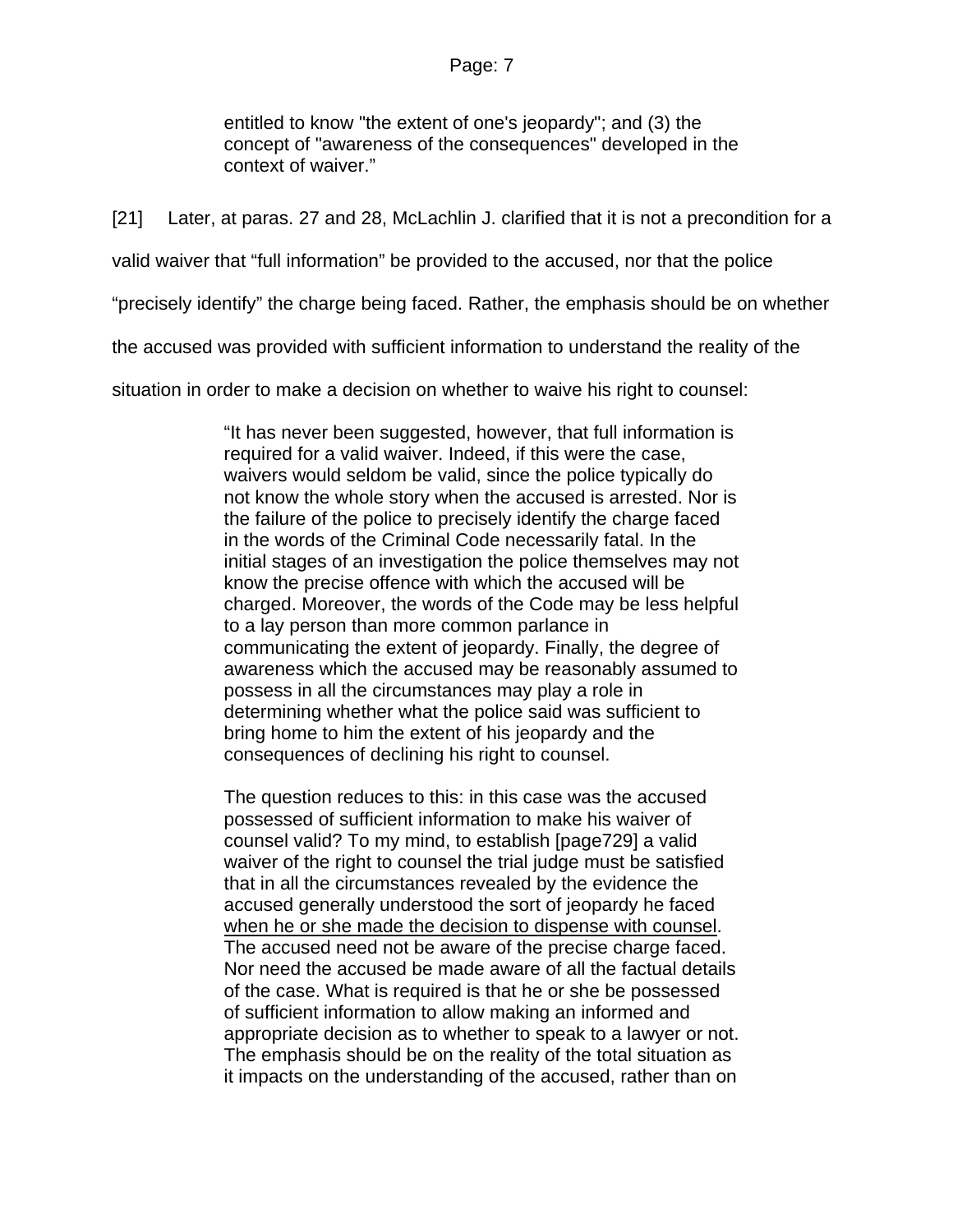> entitled to know "the extent of one's jeopardy"; and (3) the concept of "awareness of the consequences" developed in the context of waiver."

[21] Later, at paras. 27 and 28, McLachlin J. clarified that it is not a precondition for a valid waiver that "full information" be provided to the accused, nor that the police "precisely identify" the charge being faced. Rather, the emphasis should be on whether the accused was provided with sufficient information to understand the reality of the situation in order to make a decision on whether to waive his right to counsel:

> "It has never been suggested, however, that full information is required for a valid waiver. Indeed, if this were the case, waivers would seldom be valid, since the police typically do not know the whole story when the accused is arrested. Nor is the failure of the police to precisely identify the charge faced in the words of the Criminal Code necessarily fatal. In the initial stages of an investigation the police themselves may not know the precise offence with which the accused will be charged. Moreover, the words of the Code may be less helpful to a lay person than more common parlance in communicating the extent of jeopardy. Finally, the degree of awareness which the accused may be reasonably assumed to possess in all the circumstances may play a role in determining whether what the police said was sufficient to bring home to him the extent of his jeopardy and the consequences of declining his right to counsel.
>
> The question reduces to this: in this case was the accused possessed of sufficient information to make his waiver of counsel valid? To my mind, to establish [page729] a valid waiver of the right to counsel the trial judge must be satisfied that in all the circumstances revealed by the evidence the accused generally understood the sort of jeopardy he faced <u>when he or she made the decision to dispense with counsel</u>. The accused need not be aware of the precise charge faced. Nor need the accused be made aware of all the factual details of the case. What is required is that he or she be possessed of sufficient information to allow making an informed and appropriate decision as to whether to speak to a lawyer or not. The emphasis should be on the reality of the total situation as it impacts on the understanding of the accused, rather than on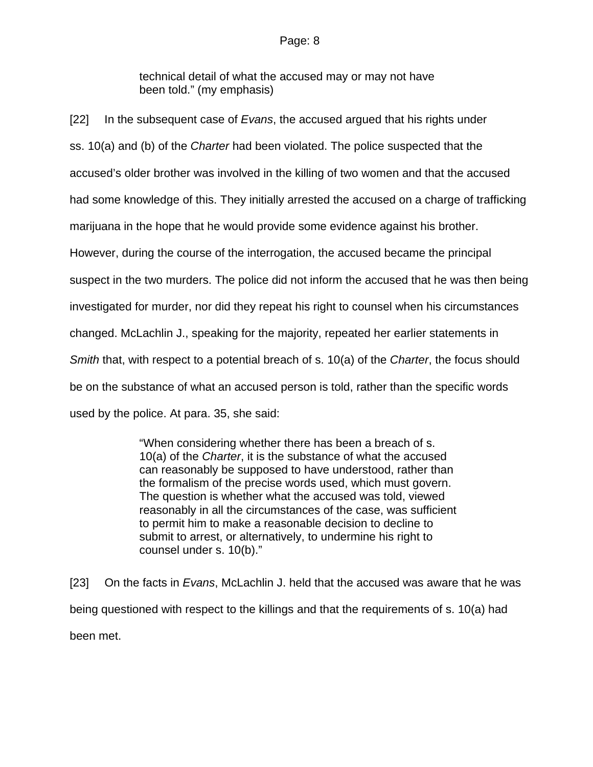> technical detail of what the accused may or may not have been told." (my emphasis)

[22] In the subsequent case of *Evans*, the accused argued that his rights under ss. 10(a) and (b) of the *Charter* had been violated. The police suspected that the accused's older brother was involved in the killing of two women and that the accused had some knowledge of this. They initially arrested the accused on a charge of trafficking marijuana in the hope that he would provide some evidence against his brother. However, during the course of the interrogation, the accused became the principal suspect in the two murders. The police did not inform the accused that he was then being investigated for murder, nor did they repeat his right to counsel when his circumstances changed. McLachlin J., speaking for the majority, repeated her earlier statements in *Smith* that, with respect to a potential breach of s. 10(a) of the *Charter*, the focus should be on the substance of what an accused person is told, rather than the specific words used by the police. At para. 35, she said:

> "When considering whether there has been a breach of s. 10(a) of the *Charter*, it is the substance of what the accused can reasonably be supposed to have understood, rather than the formalism of the precise words used, which must govern. The question is whether what the accused was told, viewed reasonably in all the circumstances of the case, was sufficient to permit him to make a reasonable decision to decline to submit to arrest, or alternatively, to undermine his right to counsel under s. 10(b)."

[23] On the facts in *Evans*, McLachlin J. held that the accused was aware that he was being questioned with respect to the killings and that the requirements of s. 10(a) had been met.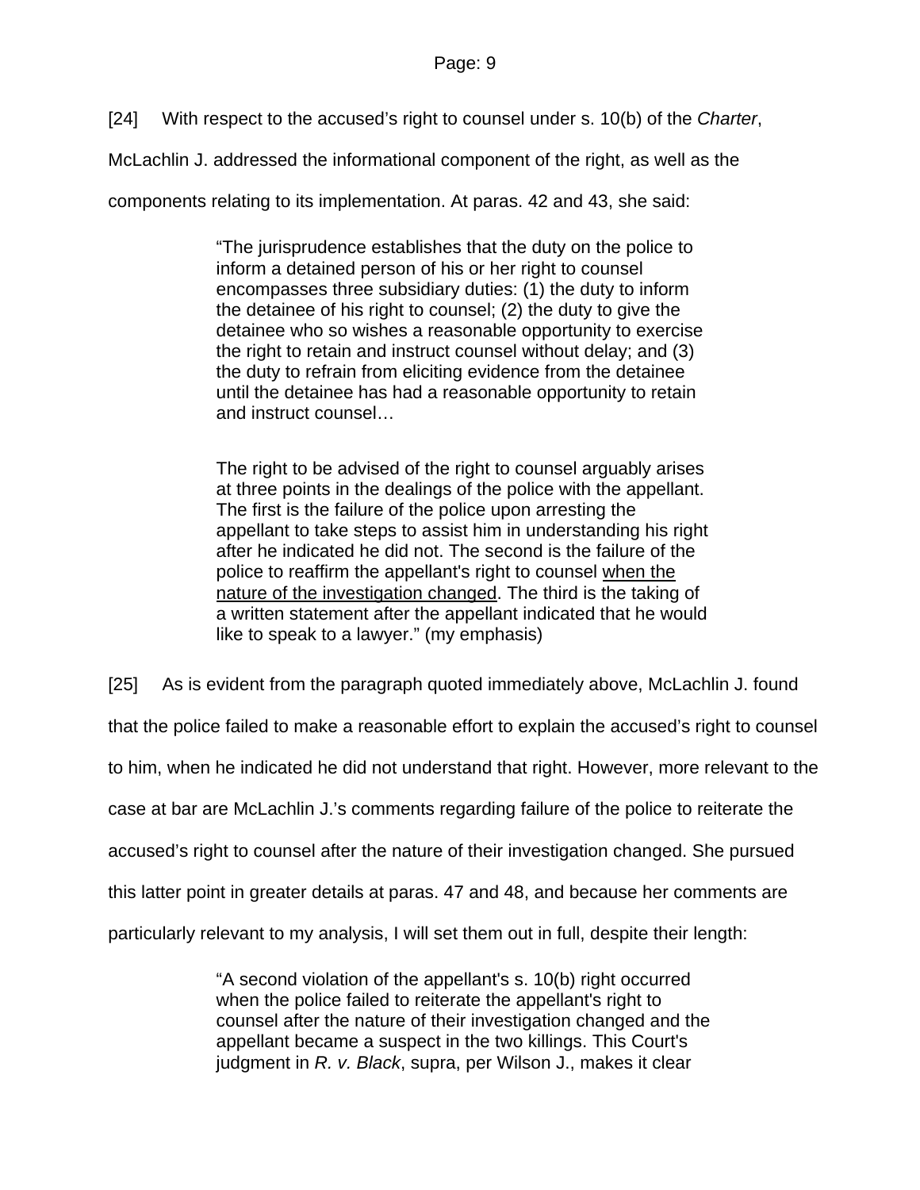[24] With respect to the accused's right to counsel under s. 10(b) of the *Charter*, McLachlin J. addressed the informational component of the right, as well as the components relating to its implementation. At paras. 42 and 43, she said:

> "The jurisprudence establishes that the duty on the police to inform a detained person of his or her right to counsel encompasses three subsidiary duties: (1) the duty to inform the detainee of his right to counsel; (2) the duty to give the detainee who so wishes a reasonable opportunity to exercise the right to retain and instruct counsel without delay; and (3) the duty to refrain from eliciting evidence from the detainee until the detainee has had a reasonable opportunity to retain and instruct counsel…
>
> The right to be advised of the right to counsel arguably arises at three points in the dealings of the police with the appellant. The first is the failure of the police upon arresting the appellant to take steps to assist him in understanding his right after he indicated he did not. The second is the failure of the police to reaffirm the appellant's right to counsel <u>when the nature of the investigation changed</u>. The third is the taking of a written statement after the appellant indicated that he would like to speak to a lawyer." (my emphasis)

[25] As is evident from the paragraph quoted immediately above, McLachlin J. found that the police failed to make a reasonable effort to explain the accused's right to counsel to him, when he indicated he did not understand that right. However, more relevant to the case at bar are McLachlin J.'s comments regarding failure of the police to reiterate the accused's right to counsel after the nature of their investigation changed. She pursued this latter point in greater details at paras. 47 and 48, and because her comments are particularly relevant to my analysis, I will set them out in full, despite their length:

> "A second violation of the appellant's s. 10(b) right occurred when the police failed to reiterate the appellant's right to counsel after the nature of their investigation changed and the appellant became a suspect in the two killings. This Court's judgment in *R. v. Black*, supra, per Wilson J., makes it clear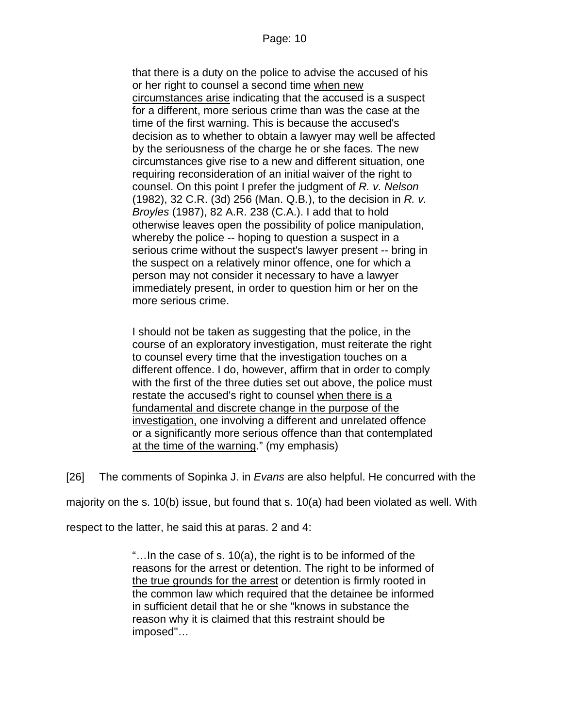> that there is a duty on the police to advise the accused of his or her right to counsel a second time <u>when new circumstances arise</u> indicating that the accused is a suspect for a different, more serious crime than was the case at the time of the first warning. This is because the accused's decision as to whether to obtain a lawyer may well be affected by the seriousness of the charge he or she faces. The new circumstances give rise to a new and different situation, one requiring reconsideration of an initial waiver of the right to counsel. On this point I prefer the judgment of *R. v. Nelson* (1982), 32 C.R. (3d) 256 (Man. Q.B.), to the decision in *R. v. Broyles* (1987), 82 A.R. 238 (C.A.). I add that to hold otherwise leaves open the possibility of police manipulation, whereby the police -- hoping to question a suspect in a serious crime without the suspect's lawyer present -- bring in the suspect on a relatively minor offence, one for which a person may not consider it necessary to have a lawyer immediately present, in order to question him or her on the more serious crime.
>
> I should not be taken as suggesting that the police, in the course of an exploratory investigation, must reiterate the right to counsel every time that the investigation touches on a different offence. I do, however, affirm that in order to comply with the first of the three duties set out above, the police must restate the accused's right to counsel <u>when there is a fundamental and discrete change in the purpose of the investigation,</u> one involving a different and unrelated offence or a significantly more serious offence than that contemplated <u>at the time of the warning</u>." (my emphasis)

[26] The comments of Sopinka J. in *Evans* are also helpful. He concurred with the majority on the s. 10(b) issue, but found that s. 10(a) had been violated as well. With respect to the latter, he said this at paras. 2 and 4:

> "…In the case of s. 10(a), the right is to be informed of the reasons for the arrest or detention. The right to be informed of <u>the true grounds for the arrest</u> or detention is firmly rooted in the common law which required that the detainee be informed in sufficient detail that he or she "knows in substance the reason why it is claimed that this restraint should be imposed"…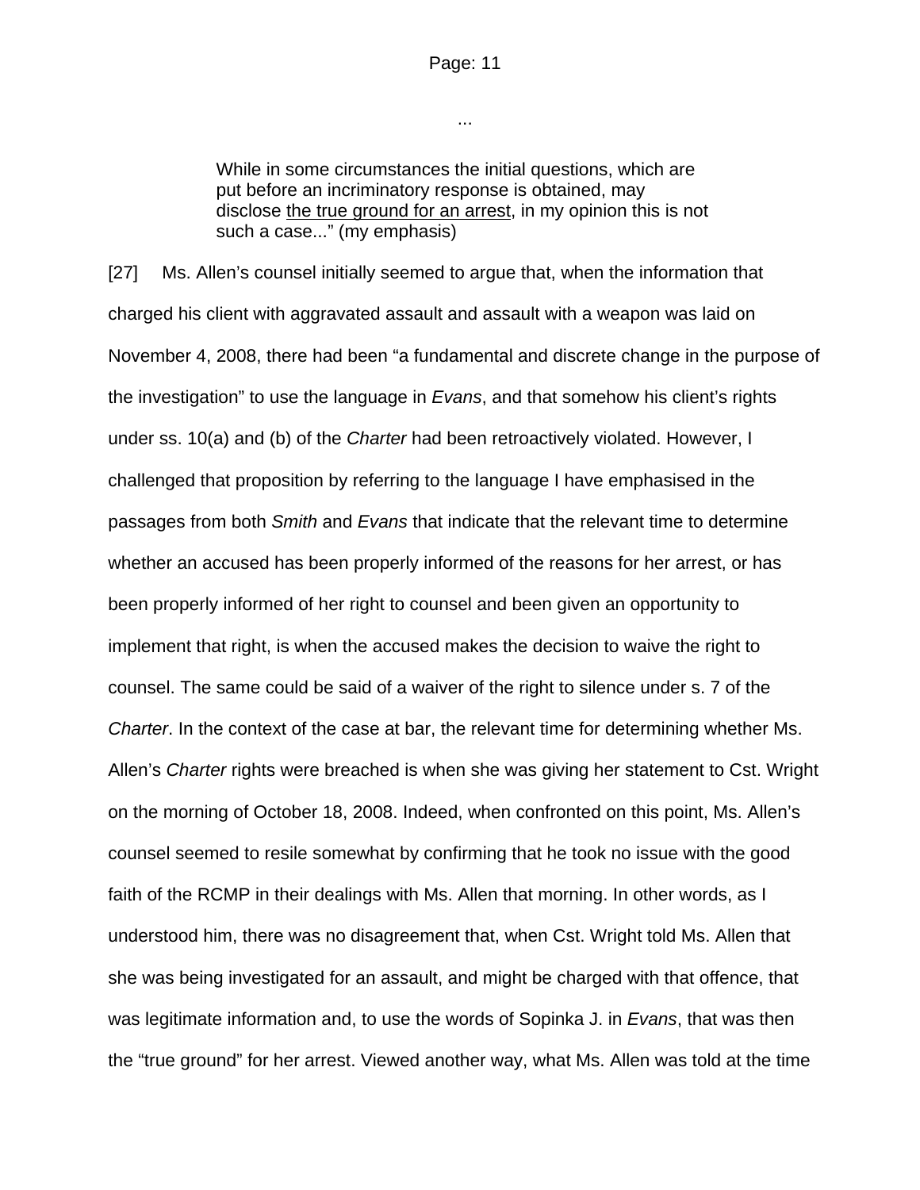...

> While in some circumstances the initial questions, which are put before an incriminatory response is obtained, may disclose the true ground for an arrest, in my opinion this is not such a case..." (my emphasis)

[27] Ms. Allen's counsel initially seemed to argue that, when the information that charged his client with aggravated assault and assault with a weapon was laid on November 4, 2008, there had been "a fundamental and discrete change in the purpose of the investigation" to use the language in *Evans*, and that somehow his client's rights under ss. 10(a) and (b) of the *Charter* had been retroactively violated. However, I challenged that proposition by referring to the language I have emphasised in the passages from both *Smith* and *Evans* that indicate that the relevant time to determine whether an accused has been properly informed of the reasons for her arrest, or has been properly informed of her right to counsel and been given an opportunity to implement that right, is when the accused makes the decision to waive the right to counsel. The same could be said of a waiver of the right to silence under s. 7 of the *Charter*. In the context of the case at bar, the relevant time for determining whether Ms. Allen's *Charter* rights were breached is when she was giving her statement to Cst. Wright on the morning of October 18, 2008. Indeed, when confronted on this point, Ms. Allen's counsel seemed to resile somewhat by confirming that he took no issue with the good faith of the RCMP in their dealings with Ms. Allen that morning. In other words, as I understood him, there was no disagreement that, when Cst. Wright told Ms. Allen that she was being investigated for an assault, and might be charged with that offence, that was legitimate information and, to use the words of Sopinka J. in *Evans*, that was then the "true ground" for her arrest. Viewed another way, what Ms. Allen was told at the time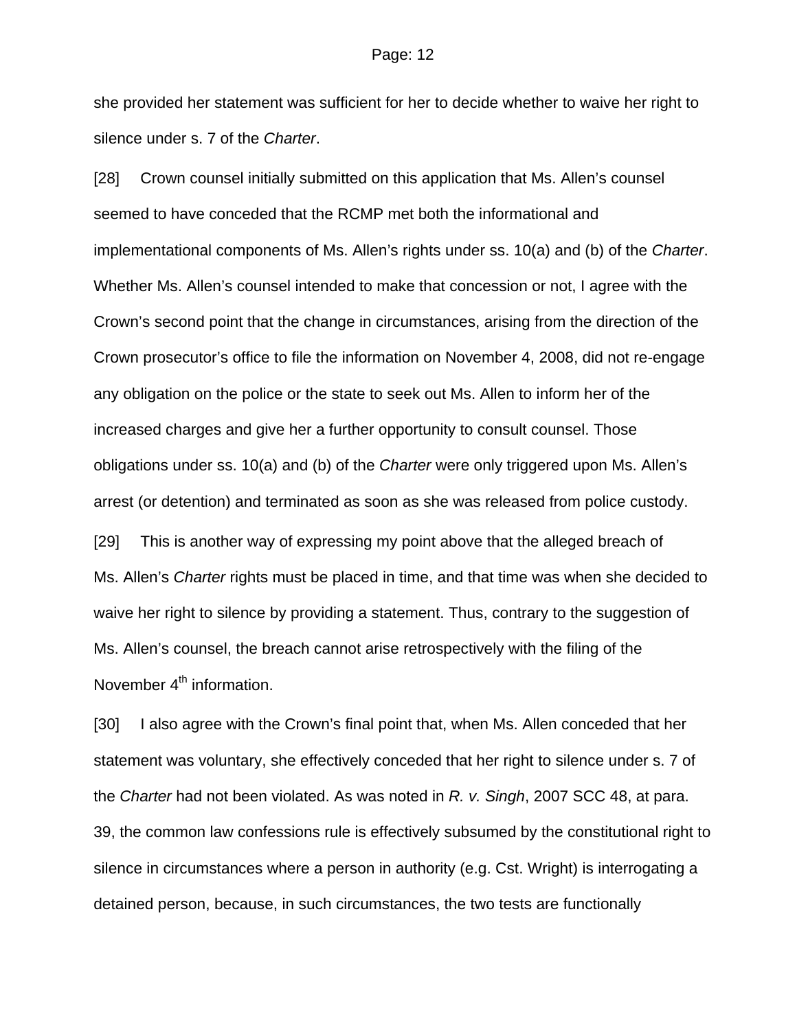she provided her statement was sufficient for her to decide whether to waive her right to silence under s. 7 of the *Charter*.

[28] Crown counsel initially submitted on this application that Ms. Allen's counsel seemed to have conceded that the RCMP met both the informational and implementational components of Ms. Allen's rights under ss. 10(a) and (b) of the *Charter*. Whether Ms. Allen's counsel intended to make that concession or not, I agree with the Crown's second point that the change in circumstances, arising from the direction of the Crown prosecutor's office to file the information on November 4, 2008, did not re-engage any obligation on the police or the state to seek out Ms. Allen to inform her of the increased charges and give her a further opportunity to consult counsel. Those obligations under ss. 10(a) and (b) of the *Charter* were only triggered upon Ms. Allen's arrest (or detention) and terminated as soon as she was released from police custody.

[29] This is another way of expressing my point above that the alleged breach of Ms. Allen's *Charter* rights must be placed in time, and that time was when she decided to waive her right to silence by providing a statement. Thus, contrary to the suggestion of Ms. Allen's counsel, the breach cannot arise retrospectively with the filing of the November 4th information.

[30] I also agree with the Crown's final point that, when Ms. Allen conceded that her statement was voluntary, she effectively conceded that her right to silence under s. 7 of the *Charter* had not been violated. As was noted in *R. v. Singh*, 2007 SCC 48, at para. 39, the common law confessions rule is effectively subsumed by the constitutional right to silence in circumstances where a person in authority (e.g. Cst. Wright) is interrogating a detained person, because, in such circumstances, the two tests are functionally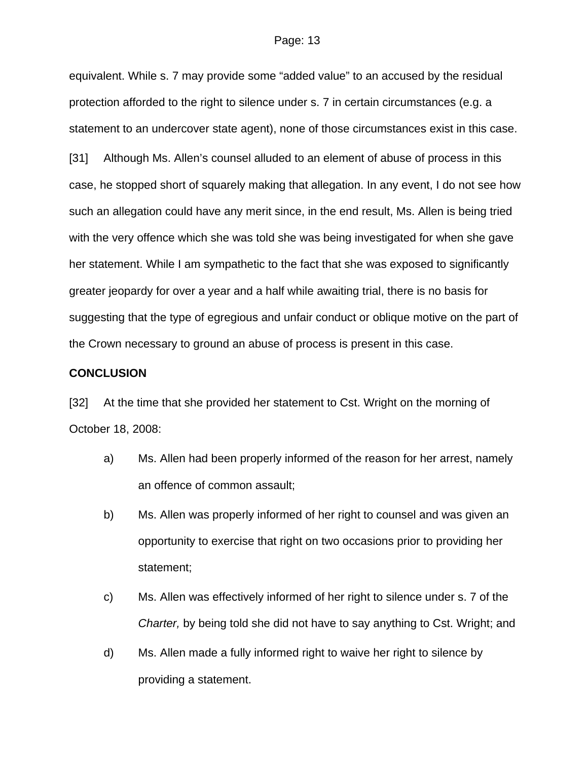equivalent. While s. 7 may provide some “added value” to an accused by the residual protection afforded to the right to silence under s. 7 in certain circumstances (e.g. a statement to an undercover state agent), none of those circumstances exist in this case.

[31] Although Ms. Allen’s counsel alluded to an element of abuse of process in this case, he stopped short of squarely making that allegation. In any event, I do not see how such an allegation could have any merit since, in the end result, Ms. Allen is being tried with the very offence which she was told she was being investigated for when she gave her statement. While I am sympathetic to the fact that she was exposed to significantly greater jeopardy for over a year and a half while awaiting trial, there is no basis for suggesting that the type of egregious and unfair conduct or oblique motive on the part of the Crown necessary to ground an abuse of process is present in this case.

**CONCLUSION**

[32] At the time that she provided her statement to Cst. Wright on the morning of October 18, 2008:

a) Ms. Allen had been properly informed of the reason for her arrest, namely an offence of common assault;

b) Ms. Allen was properly informed of her right to counsel and was given an opportunity to exercise that right on two occasions prior to providing her statement;

c) Ms. Allen was effectively informed of her right to silence under s. 7 of the *Charter,* by being told she did not have to say anything to Cst. Wright; and

d) Ms. Allen made a fully informed right to waive her right to silence by providing a statement.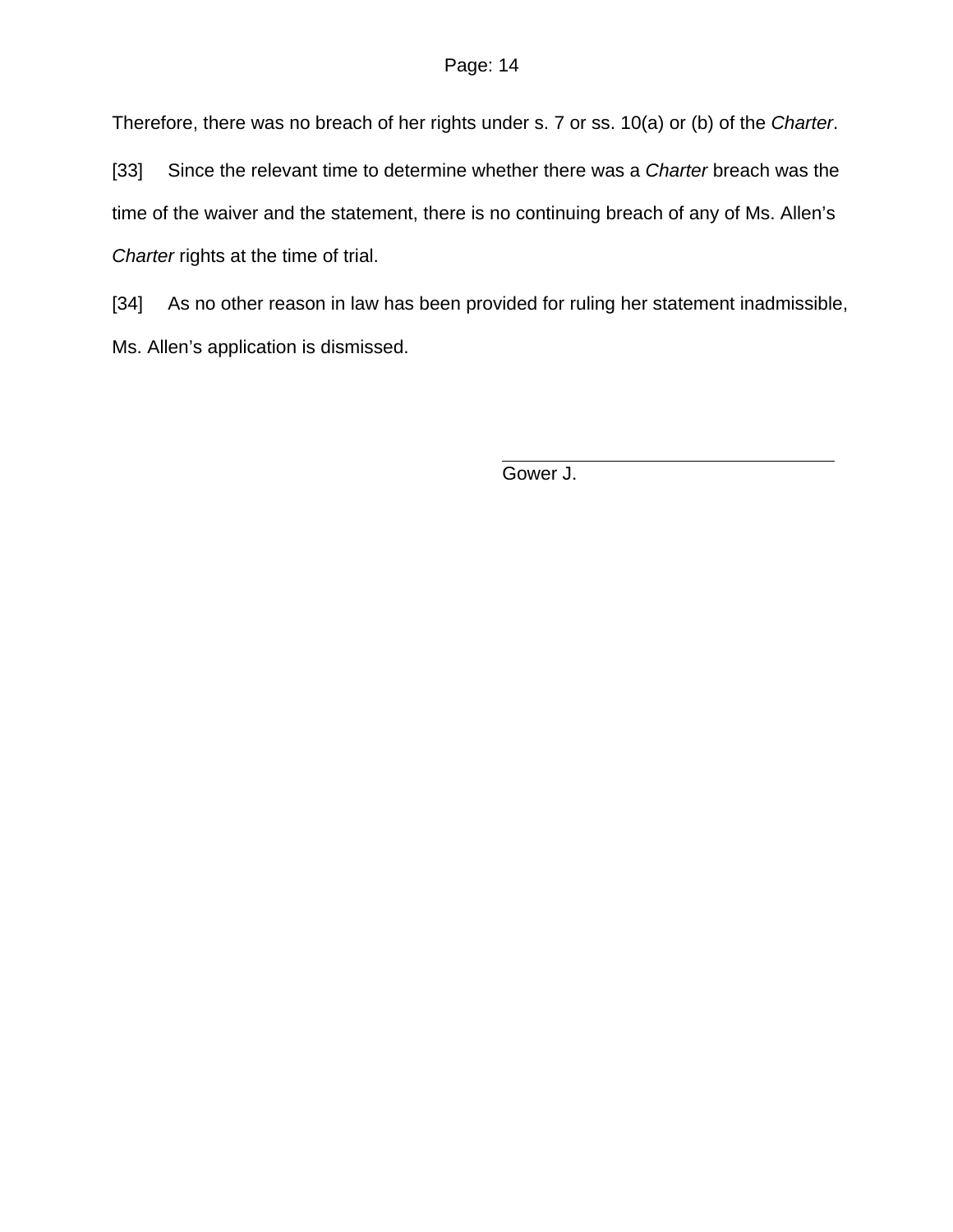Therefore, there was no breach of her rights under s. 7 or ss. 10(a) or (b) of the *Charter*.

[33] Since the relevant time to determine whether there was a *Charter* breach was the time of the waiver and the statement, there is no continuing breach of any of Ms. Allen's *Charter* rights at the time of trial.

[34] As no other reason in law has been provided for ruling her statement inadmissible, Ms. Allen's application is dismissed.

Gower J.